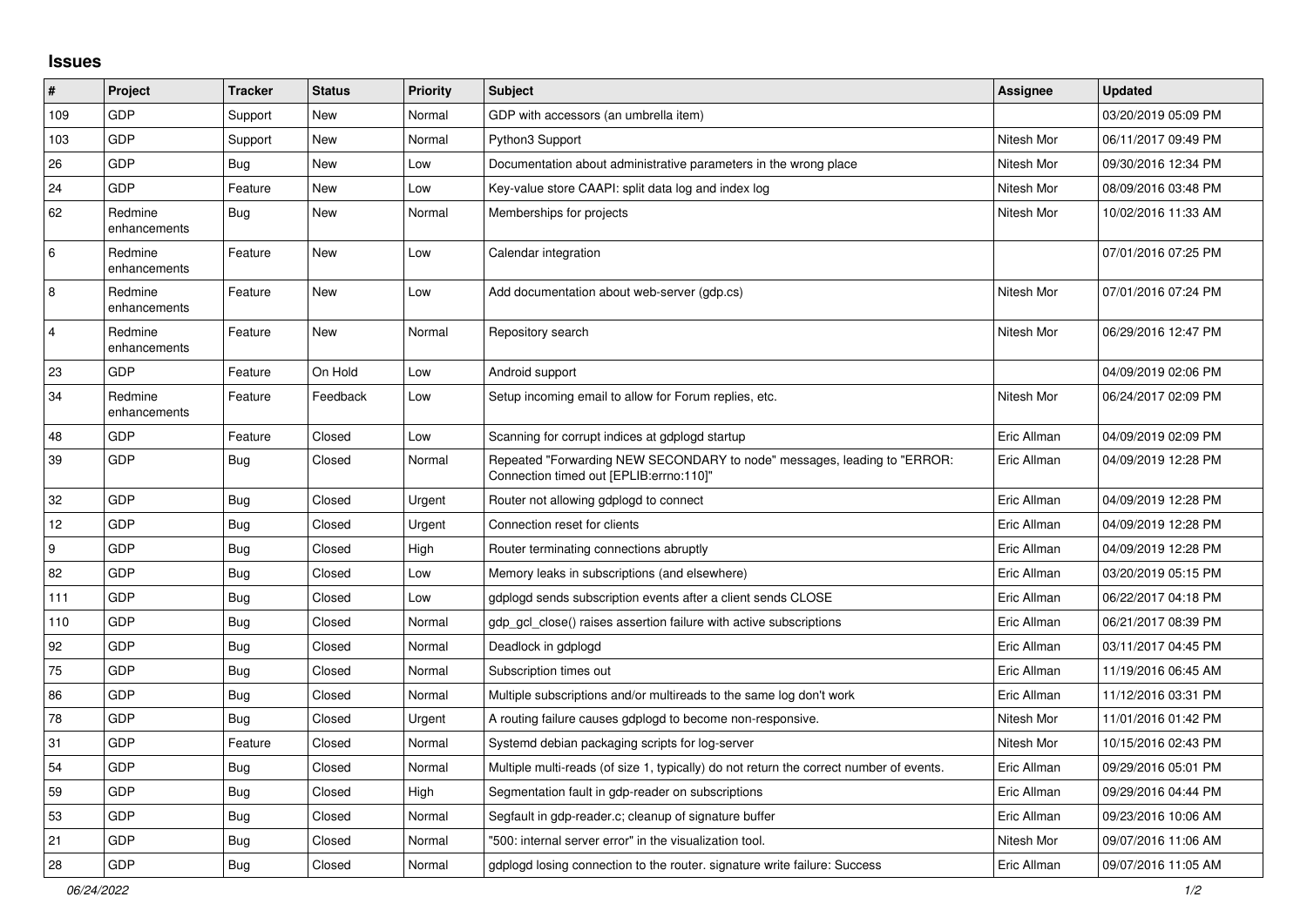## Issues

| # | Project | Tracker | Status | Priority | Subject | Assignee | Updated |
|---|---|---|---|---|---|---|---|
| 109 | GDP | Support | New | Normal | GDP with accessors (an umbrella item) | | 03/20/2019 05:09 PM |
| 103 | GDP | Support | New | Normal | Python3 Support | Nitesh Mor | 06/11/2017 09:49 PM |
| 26 | GDP | Bug | New | Low | Documentation about administrative parameters in the wrong place | Nitesh Mor | 09/30/2016 12:34 PM |
| 24 | GDP | Feature | New | Low | Key-value store CAAPI: split data log and index log | Nitesh Mor | 08/09/2016 03:48 PM |
| 62 | Redmine enhancements | Bug | New | Normal | Memberships for projects | Nitesh Mor | 10/02/2016 11:33 AM |
| 6 | Redmine enhancements | Feature | New | Low | Calendar integration | | 07/01/2016 07:25 PM |
| 8 | Redmine enhancements | Feature | New | Low | Add documentation about web-server (gdp.cs) | Nitesh Mor | 07/01/2016 07:24 PM |
| 4 | Redmine enhancements | Feature | New | Normal | Repository search | Nitesh Mor | 06/29/2016 12:47 PM |
| 23 | GDP | Feature | On Hold | Low | Android support | | 04/09/2019 02:06 PM |
| 34 | Redmine enhancements | Feature | Feedback | Low | Setup incoming email to allow for Forum replies, etc. | Nitesh Mor | 06/24/2017 02:09 PM |
| 48 | GDP | Feature | Closed | Low | Scanning for corrupt indices at gdplogd startup | Eric Allman | 04/09/2019 02:09 PM |
| 39 | GDP | Bug | Closed | Normal | Repeated "Forwarding NEW SECONDARY to node" messages, leading to "ERROR: Connection timed out [EPLIB:errno:110]" | Eric Allman | 04/09/2019 12:28 PM |
| 32 | GDP | Bug | Closed | Urgent | Router not allowing gdplogd to connect | Eric Allman | 04/09/2019 12:28 PM |
| 12 | GDP | Bug | Closed | Urgent | Connection reset for clients | Eric Allman | 04/09/2019 12:28 PM |
| 9 | GDP | Bug | Closed | High | Router terminating connections abruptly | Eric Allman | 04/09/2019 12:28 PM |
| 82 | GDP | Bug | Closed | Low | Memory leaks in subscriptions (and elsewhere) | Eric Allman | 03/20/2019 05:15 PM |
| 111 | GDP | Bug | Closed | Low | gdplogd sends subscription events after a client sends CLOSE | Eric Allman | 06/22/2017 04:18 PM |
| 110 | GDP | Bug | Closed | Normal | gdp_gcl_close() raises assertion failure with active subscriptions | Eric Allman | 06/21/2017 08:39 PM |
| 92 | GDP | Bug | Closed | Normal | Deadlock in gdplogd | Eric Allman | 03/11/2017 04:45 PM |
| 75 | GDP | Bug | Closed | Normal | Subscription times out | Eric Allman | 11/19/2016 06:45 AM |
| 86 | GDP | Bug | Closed | Normal | Multiple subscriptions and/or multireads to the same log don't work | Eric Allman | 11/12/2016 03:31 PM |
| 78 | GDP | Bug | Closed | Urgent | A routing failure causes gdplogd to become non-responsive. | Nitesh Mor | 11/01/2016 01:42 PM |
| 31 | GDP | Feature | Closed | Normal | Systemd debian packaging scripts for log-server | Nitesh Mor | 10/15/2016 02:43 PM |
| 54 | GDP | Bug | Closed | Normal | Multiple multi-reads (of size 1, typically) do not return the correct number of events. | Eric Allman | 09/29/2016 05:01 PM |
| 59 | GDP | Bug | Closed | High | Segmentation fault in gdp-reader on subscriptions | Eric Allman | 09/29/2016 04:44 PM |
| 53 | GDP | Bug | Closed | Normal | Segfault in gdp-reader.c; cleanup of signature buffer | Eric Allman | 09/23/2016 10:06 AM |
| 21 | GDP | Bug | Closed | Normal | "500: internal server error" in the visualization tool. | Nitesh Mor | 09/07/2016 11:06 AM |
| 28 | GDP | Bug | Closed | Normal | gdplogd losing connection to the router. signature write failure: Success | Eric Allman | 09/07/2016 11:05 AM |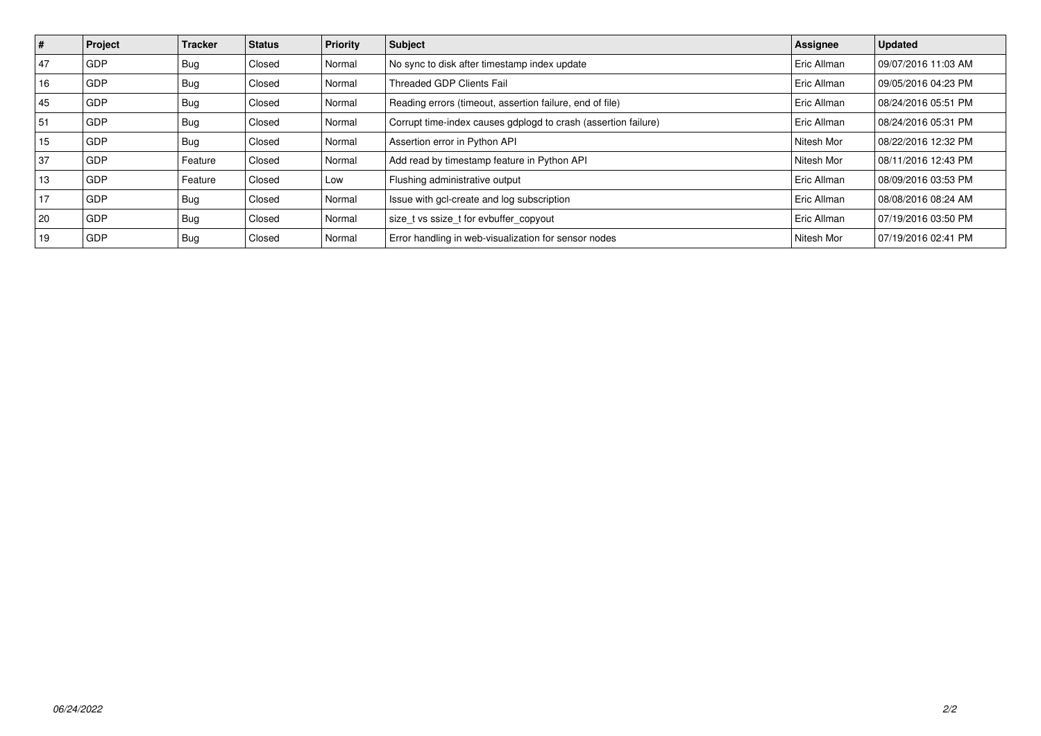| # | Project | Tracker | Status | Priority | Subject | Assignee | Updated |
|---|---|---|---|---|---|---|---|
| 47 | GDP | Bug | Closed | Normal | No sync to disk after timestamp index update | Eric Allman | 09/07/2016 11:03 AM |
| 16 | GDP | Bug | Closed | Normal | Threaded GDP Clients Fail | Eric Allman | 09/05/2016 04:23 PM |
| 45 | GDP | Bug | Closed | Normal | Reading errors (timeout, assertion failure, end of file) | Eric Allman | 08/24/2016 05:51 PM |
| 51 | GDP | Bug | Closed | Normal | Corrupt time-index causes gdplogd to crash (assertion failure) | Eric Allman | 08/24/2016 05:31 PM |
| 15 | GDP | Bug | Closed | Normal | Assertion error in Python API | Nitesh Mor | 08/22/2016 12:32 PM |
| 37 | GDP | Feature | Closed | Normal | Add read by timestamp feature in Python API | Nitesh Mor | 08/11/2016 12:43 PM |
| 13 | GDP | Feature | Closed | Low | Flushing administrative output | Eric Allman | 08/09/2016 03:53 PM |
| 17 | GDP | Bug | Closed | Normal | Issue with gcl-create and log subscription | Eric Allman | 08/08/2016 08:24 AM |
| 20 | GDP | Bug | Closed | Normal | size_t vs ssize_t for evbuffer_copyout | Eric Allman | 07/19/2016 03:50 PM |
| 19 | GDP | Bug | Closed | Normal | Error handling in web-visualization for sensor nodes | Nitesh Mor | 07/19/2016 02:41 PM |

*06/24/2022*